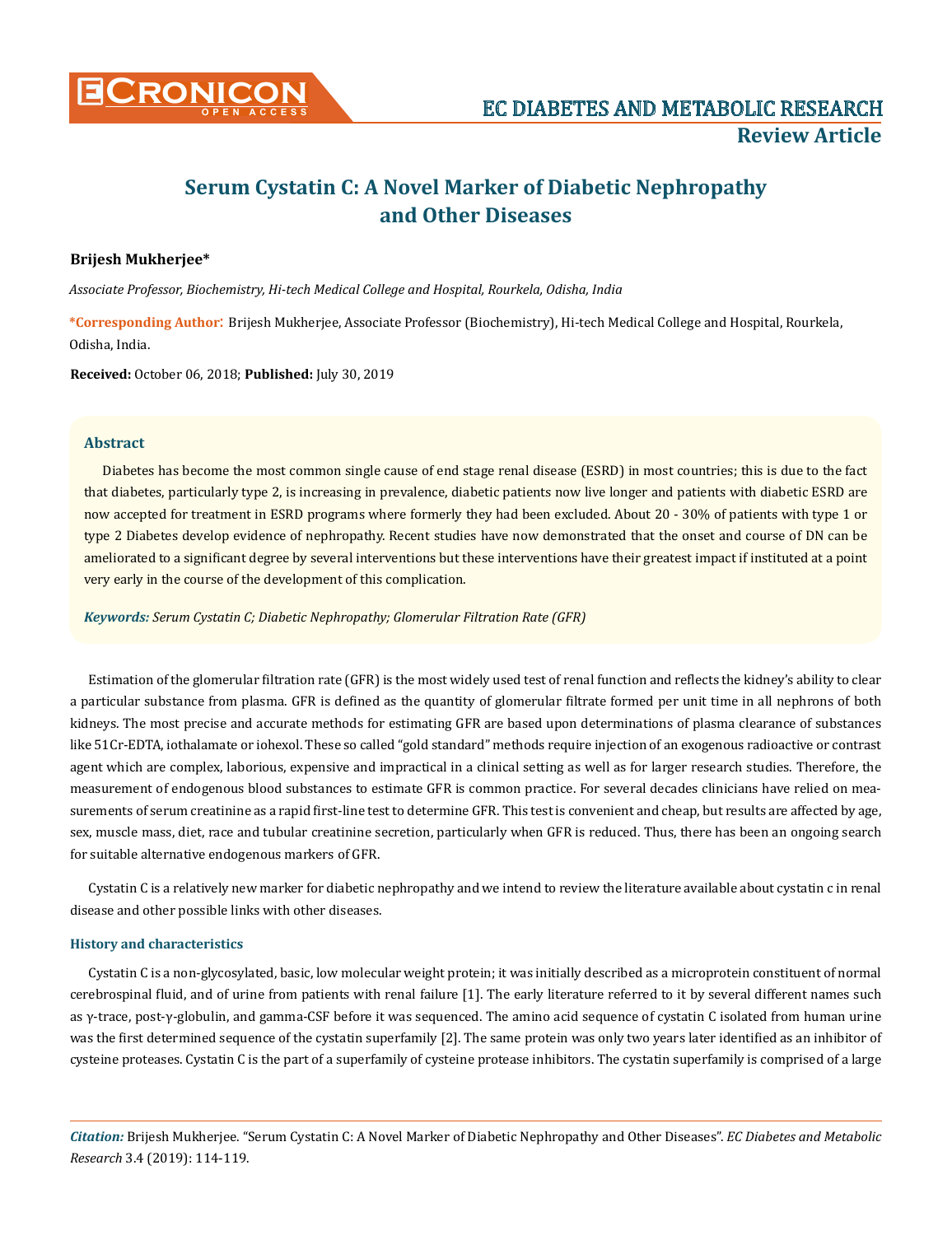# Serum Cystatin C: A Novel Marker of Diabetic Nephropathy and Other Diseases

**Brijesh Mukherjee***

*Associate Professor, Biochemistry, Hi-tech Medical College and Hospital, Rourkela, Odisha, India*

**\*Corresponding Author**: Brijesh Mukherjee, Associate Professor (Biochemistry), Hi-tech Medical College and Hospital, Rourkela, Odisha, India.

**Received:** October 06, 2018; **Published:** July 30, 2019

## Abstract

Diabetes has become the most common single cause of end stage renal disease (ESRD) in most countries; this is due to the fact that diabetes, particularly type 2, is increasing in prevalence, diabetic patients now live longer and patients with diabetic ESRD are now accepted for treatment in ESRD programs where formerly they had been excluded. About 20 - 30% of patients with type 1 or type 2 Diabetes develop evidence of nephropathy. Recent studies have now demonstrated that the onset and course of DN can be ameliorated to a significant degree by several interventions but these interventions have their greatest impact if instituted at a point very early in the course of the development of this complication.

***Keywords:*** *Serum Cystatin C; Diabetic Nephropathy; Glomerular Filtration Rate (GFR)*

Estimation of the glomerular filtration rate (GFR) is the most widely used test of renal function and reflects the kidney's ability to clear a particular substance from plasma. GFR is defined as the quantity of glomerular filtrate formed per unit time in all nephrons of both kidneys. The most precise and accurate methods for estimating GFR are based upon determinations of plasma clearance of substances like 51Cr-EDTA, iothalamate or iohexol. These so called "gold standard" methods require injection of an exogenous radioactive or contrast agent which are complex, laborious, expensive and impractical in a clinical setting as well as for larger research studies. Therefore, the measurement of endogenous blood substances to estimate GFR is common practice. For several decades clinicians have relied on measurements of serum creatinine as a rapid first-line test to determine GFR. This test is convenient and cheap, but results are affected by age, sex, muscle mass, diet, race and tubular creatinine secretion, particularly when GFR is reduced. Thus, there has been an ongoing search for suitable alternative endogenous markers of GFR.

Cystatin C is a relatively new marker for diabetic nephropathy and we intend to review the literature available about cystatin c in renal disease and other possible links with other diseases.

### History and characteristics

Cystatin C is a non-glycosylated, basic, low molecular weight protein; it was initially described as a microprotein constituent of normal cerebrospinal fluid, and of urine from patients with renal failure [1]. The early literature referred to it by several different names such as γ-trace, post-γ-globulin, and gamma-CSF before it was sequenced. The amino acid sequence of cystatin C isolated from human urine was the first determined sequence of the cystatin superfamily [2]. The same protein was only two years later identified as an inhibitor of cysteine proteases. Cystatin C is the part of a superfamily of cysteine protease inhibitors. The cystatin superfamily is comprised of a large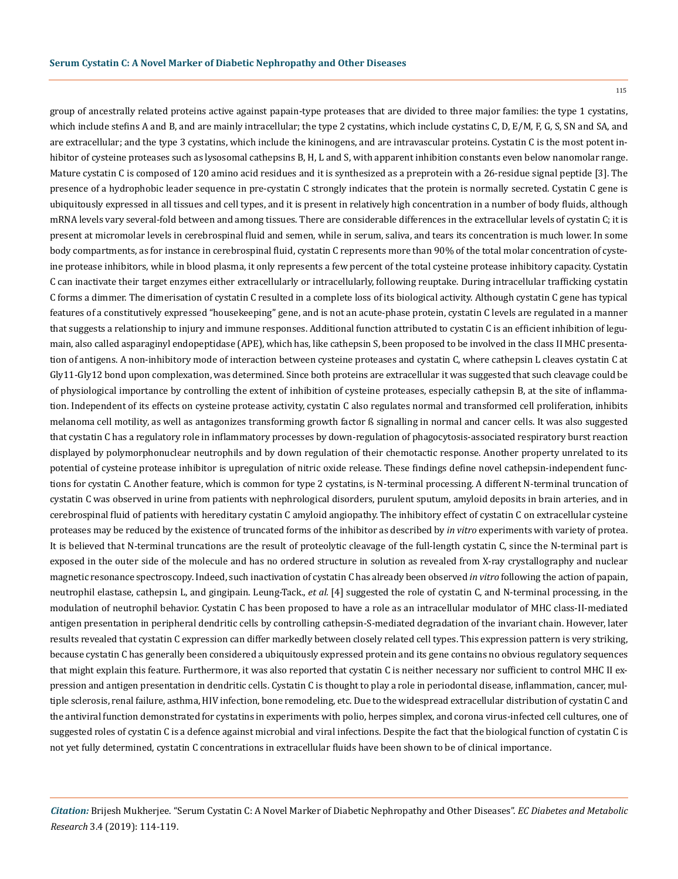group of ancestrally related proteins active against papain-type proteases that are divided to three major families: the type 1 cystatins, which include stefins A and B, and are mainly intracellular; the type 2 cystatins, which include cystatins C, D, E/M, F, G, S, SN and SA, and are extracellular; and the type 3 cystatins, which include the kininogens, and are intravascular proteins. Cystatin C is the most potent inhibitor of cysteine proteases such as lysosomal cathepsins B, H, L and S, with apparent inhibition constants even below nanomolar range. Mature cystatin C is composed of 120 amino acid residues and it is synthesized as a preprotein with a 26-residue signal peptide [3]. The presence of a hydrophobic leader sequence in pre-cystatin C strongly indicates that the protein is normally secreted. Cystatin C gene is ubiquitously expressed in all tissues and cell types, and it is present in relatively high concentration in a number of body fluids, although mRNA levels vary several-fold between and among tissues. There are considerable differences in the extracellular levels of cystatin C; it is present at micromolar levels in cerebrospinal fluid and semen, while in serum, saliva, and tears its concentration is much lower. In some body compartments, as for instance in cerebrospinal fluid, cystatin C represents more than 90% of the total molar concentration of cysteine protease inhibitors, while in blood plasma, it only represents a few percent of the total cysteine protease inhibitory capacity. Cystatin C can inactivate their target enzymes either extracellularly or intracellularly, following reuptake. During intracellular trafficking cystatin C forms a dimmer. The dimerisation of cystatin C resulted in a complete loss of its biological activity. Although cystatin C gene has typical features of a constitutively expressed "housekeeping" gene, and is not an acute-phase protein, cystatin C levels are regulated in a manner that suggests a relationship to injury and immune responses. Additional function attributed to cystatin C is an efficient inhibition of legumain, also called asparaginyl endopeptidase (APE), which has, like cathepsin S, been proposed to be involved in the class II MHC presentation of antigens. A non-inhibitory mode of interaction between cysteine proteases and cystatin C, where cathepsin L cleaves cystatin C at Gly11-Gly12 bond upon complexation, was determined. Since both proteins are extracellular it was suggested that such cleavage could be of physiological importance by controlling the extent of inhibition of cysteine proteases, especially cathepsin B, at the site of inflammation. Independent of its effects on cysteine protease activity, cystatin C also regulates normal and transformed cell proliferation, inhibits melanoma cell motility, as well as antagonizes transforming growth factor ß signalling in normal and cancer cells. It was also suggested that cystatin C has a regulatory role in inflammatory processes by down-regulation of phagocytosis-associated respiratory burst reaction displayed by polymorphonuclear neutrophils and by down regulation of their chemotactic response. Another property unrelated to its potential of cysteine protease inhibitor is upregulation of nitric oxide release. These findings define novel cathepsin-independent functions for cystatin C. Another feature, which is common for type 2 cystatins, is N-terminal processing. A different N-terminal truncation of cystatin C was observed in urine from patients with nephrological disorders, purulent sputum, amyloid deposits in brain arteries, and in cerebrospinal fluid of patients with hereditary cystatin C amyloid angiopathy. The inhibitory effect of cystatin C on extracellular cysteine proteases may be reduced by the existence of truncated forms of the inhibitor as described by *in vitro* experiments with variety of protea. It is believed that N-terminal truncations are the result of proteolytic cleavage of the full-length cystatin C, since the N-terminal part is exposed in the outer side of the molecule and has no ordered structure in solution as revealed from X-ray crystallography and nuclear magnetic resonance spectroscopy. Indeed, such inactivation of cystatin C has already been observed *in vitro* following the action of papain, neutrophil elastase, cathepsin L, and gingipain. Leung-Tack., *et al.* [4] suggested the role of cystatin C, and N-terminal processing, in the modulation of neutrophil behavior. Cystatin C has been proposed to have a role as an intracellular modulator of MHC class-II-mediated antigen presentation in peripheral dendritic cells by controlling cathepsin-S-mediated degradation of the invariant chain. However, later results revealed that cystatin C expression can differ markedly between closely related cell types. This expression pattern is very striking, because cystatin C has generally been considered a ubiquitously expressed protein and its gene contains no obvious regulatory sequences that might explain this feature. Furthermore, it was also reported that cystatin C is neither necessary nor sufficient to control MHC II expression and antigen presentation in dendritic cells. Cystatin C is thought to play a role in periodontal disease, inflammation, cancer, multiple sclerosis, renal failure, asthma, HIV infection, bone remodeling, etc. Due to the widespread extracellular distribution of cystatin C and the antiviral function demonstrated for cystatins in experiments with polio, herpes simplex, and corona virus-infected cell cultures, one of suggested roles of cystatin C is a defence against microbial and viral infections. Despite the fact that the biological function of cystatin C is not yet fully determined, cystatin C concentrations in extracellular fluids have been shown to be of clinical importance.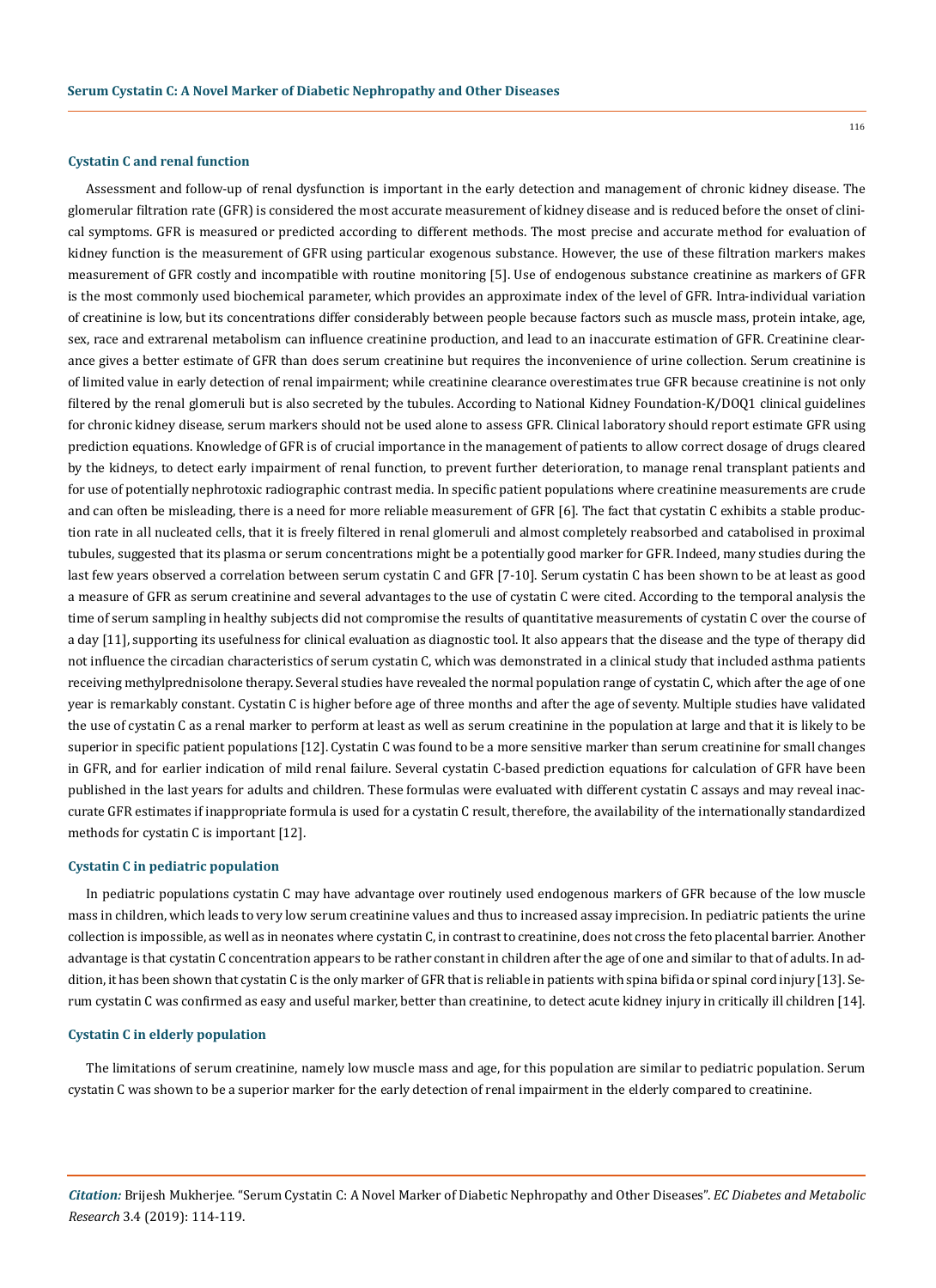### Cystatin C and renal function

Assessment and follow-up of renal dysfunction is important in the early detection and management of chronic kidney disease. The glomerular filtration rate (GFR) is considered the most accurate measurement of kidney disease and is reduced before the onset of clinical symptoms. GFR is measured or predicted according to different methods. The most precise and accurate method for evaluation of kidney function is the measurement of GFR using particular exogenous substance. However, the use of these filtration markers makes measurement of GFR costly and incompatible with routine monitoring [5]. Use of endogenous substance creatinine as markers of GFR is the most commonly used biochemical parameter, which provides an approximate index of the level of GFR. Intra-individual variation of creatinine is low, but its concentrations differ considerably between people because factors such as muscle mass, protein intake, age, sex, race and extrarenal metabolism can influence creatinine production, and lead to an inaccurate estimation of GFR. Creatinine clearance gives a better estimate of GFR than does serum creatinine but requires the inconvenience of urine collection. Serum creatinine is of limited value in early detection of renal impairment; while creatinine clearance overestimates true GFR because creatinine is not only filtered by the renal glomeruli but is also secreted by the tubules. According to National Kidney Foundation-K/DOQ1 clinical guidelines for chronic kidney disease, serum markers should not be used alone to assess GFR. Clinical laboratory should report estimate GFR using prediction equations. Knowledge of GFR is of crucial importance in the management of patients to allow correct dosage of drugs cleared by the kidneys, to detect early impairment of renal function, to prevent further deterioration, to manage renal transplant patients and for use of potentially nephrotoxic radiographic contrast media. In specific patient populations where creatinine measurements are crude and can often be misleading, there is a need for more reliable measurement of GFR [6]. The fact that cystatin C exhibits a stable production rate in all nucleated cells, that it is freely filtered in renal glomeruli and almost completely reabsorbed and catabolised in proximal tubules, suggested that its plasma or serum concentrations might be a potentially good marker for GFR. Indeed, many studies during the last few years observed a correlation between serum cystatin C and GFR [7-10]. Serum cystatin C has been shown to be at least as good a measure of GFR as serum creatinine and several advantages to the use of cystatin C were cited. According to the temporal analysis the time of serum sampling in healthy subjects did not compromise the results of quantitative measurements of cystatin C over the course of a day [11], supporting its usefulness for clinical evaluation as diagnostic tool. It also appears that the disease and the type of therapy did not influence the circadian characteristics of serum cystatin C, which was demonstrated in a clinical study that included asthma patients receiving methylprednisolone therapy. Several studies have revealed the normal population range of cystatin C, which after the age of one year is remarkably constant. Cystatin C is higher before age of three months and after the age of seventy. Multiple studies have validated the use of cystatin C as a renal marker to perform at least as well as serum creatinine in the population at large and that it is likely to be superior in specific patient populations [12]. Cystatin C was found to be a more sensitive marker than serum creatinine for small changes in GFR, and for earlier indication of mild renal failure. Several cystatin C-based prediction equations for calculation of GFR have been published in the last years for adults and children. These formulas were evaluated with different cystatin C assays and may reveal inaccurate GFR estimates if inappropriate formula is used for a cystatin C result, therefore, the availability of the internationally standardized methods for cystatin C is important [12].

### Cystatin C in pediatric population

In pediatric populations cystatin C may have advantage over routinely used endogenous markers of GFR because of the low muscle mass in children, which leads to very low serum creatinine values and thus to increased assay imprecision. In pediatric patients the urine collection is impossible, as well as in neonates where cystatin C, in contrast to creatinine, does not cross the feto placental barrier. Another advantage is that cystatin C concentration appears to be rather constant in children after the age of one and similar to that of adults. In addition, it has been shown that cystatin C is the only marker of GFR that is reliable in patients with spina bifida or spinal cord injury [13]. Serum cystatin C was confirmed as easy and useful marker, better than creatinine, to detect acute kidney injury in critically ill children [14].

### Cystatin C in elderly population

The limitations of serum creatinine, namely low muscle mass and age, for this population are similar to pediatric population. Serum cystatin C was shown to be a superior marker for the early detection of renal impairment in the elderly compared to creatinine.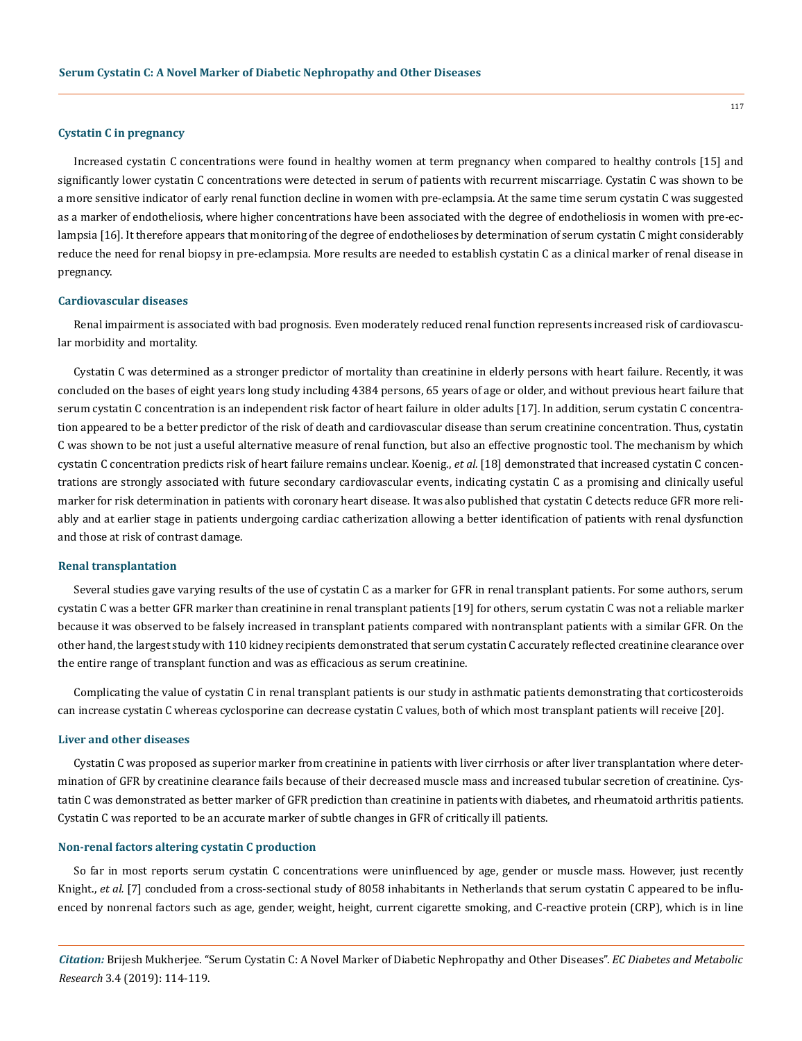### Cystatin C in pregnancy

Increased cystatin C concentrations were found in healthy women at term pregnancy when compared to healthy controls [15] and significantly lower cystatin C concentrations were detected in serum of patients with recurrent miscarriage. Cystatin C was shown to be a more sensitive indicator of early renal function decline in women with pre-eclampsia. At the same time serum cystatin C was suggested as a marker of endotheliosis, where higher concentrations have been associated with the degree of endotheliosis in women with pre-eclampsia [16]. It therefore appears that monitoring of the degree of endothelioses by determination of serum cystatin C might considerably reduce the need for renal biopsy in pre-eclampsia. More results are needed to establish cystatin C as a clinical marker of renal disease in pregnancy.

### Cardiovascular diseases

Renal impairment is associated with bad prognosis. Even moderately reduced renal function represents increased risk of cardiovascular morbidity and mortality.

Cystatin C was determined as a stronger predictor of mortality than creatinine in elderly persons with heart failure. Recently, it was concluded on the bases of eight years long study including 4384 persons, 65 years of age or older, and without previous heart failure that serum cystatin C concentration is an independent risk factor of heart failure in older adults [17]. In addition, serum cystatin C concentration appeared to be a better predictor of the risk of death and cardiovascular disease than serum creatinine concentration. Thus, cystatin C was shown to be not just a useful alternative measure of renal function, but also an effective prognostic tool. The mechanism by which cystatin C concentration predicts risk of heart failure remains unclear. Koenig., *et al.* [18] demonstrated that increased cystatin C concentrations are strongly associated with future secondary cardiovascular events, indicating cystatin C as a promising and clinically useful marker for risk determination in patients with coronary heart disease. It was also published that cystatin C detects reduce GFR more reliably and at earlier stage in patients undergoing cardiac catherization allowing a better identification of patients with renal dysfunction and those at risk of contrast damage.

### Renal transplantation

Several studies gave varying results of the use of cystatin C as a marker for GFR in renal transplant patients. For some authors, serum cystatin C was a better GFR marker than creatinine in renal transplant patients [19] for others, serum cystatin C was not a reliable marker because it was observed to be falsely increased in transplant patients compared with nontransplant patients with a similar GFR. On the other hand, the largest study with 110 kidney recipients demonstrated that serum cystatin C accurately reflected creatinine clearance over the entire range of transplant function and was as efficacious as serum creatinine.

Complicating the value of cystatin C in renal transplant patients is our study in asthmatic patients demonstrating that corticosteroids can increase cystatin C whereas cyclosporine can decrease cystatin C values, both of which most transplant patients will receive [20].

### Liver and other diseases

Cystatin C was proposed as superior marker from creatinine in patients with liver cirrhosis or after liver transplantation where determination of GFR by creatinine clearance fails because of their decreased muscle mass and increased tubular secretion of creatinine. Cystatin C was demonstrated as better marker of GFR prediction than creatinine in patients with diabetes, and rheumatoid arthritis patients. Cystatin C was reported to be an accurate marker of subtle changes in GFR of critically ill patients.

### Non-renal factors altering cystatin C production

So far in most reports serum cystatin C concentrations were uninfluenced by age, gender or muscle mass. However, just recently Knight., *et al.* [7] concluded from a cross-sectional study of 8058 inhabitants in Netherlands that serum cystatin C appeared to be influenced by nonrenal factors such as age, gender, weight, height, current cigarette smoking, and C-reactive protein (CRP), which is in line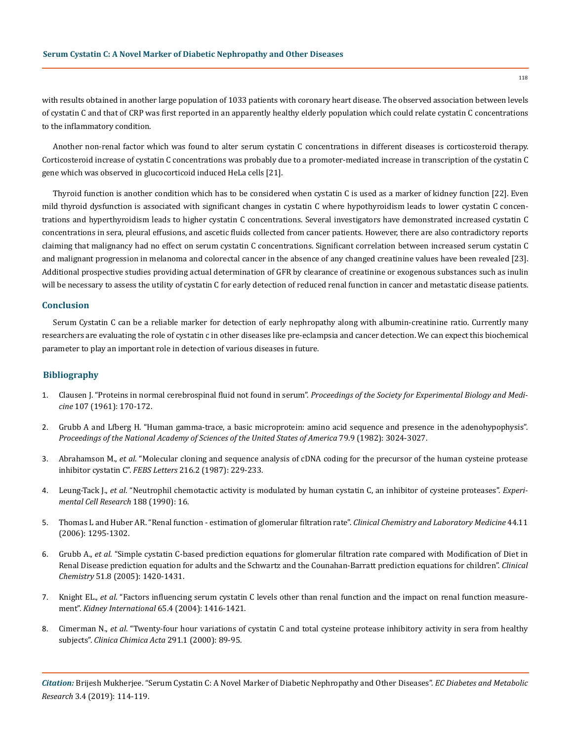with results obtained in another large population of 1033 patients with coronary heart disease. The observed association between levels of cystatin C and that of CRP was first reported in an apparently healthy elderly population which could relate cystatin C concentrations to the inflammatory condition.

Another non-renal factor which was found to alter serum cystatin C concentrations in different diseases is corticosteroid therapy. Corticosteroid increase of cystatin C concentrations was probably due to a promoter-mediated increase in transcription of the cystatin C gene which was observed in glucocorticoid induced HeLa cells [21].

Thyroid function is another condition which has to be considered when cystatin C is used as a marker of kidney function [22]. Even mild thyroid dysfunction is associated with significant changes in cystatin C where hypothyroidism leads to lower cystatin C concentrations and hyperthyroidism leads to higher cystatin C concentrations. Several investigators have demonstrated increased cystatin C concentrations in sera, pleural effusions, and ascetic fluids collected from cancer patients. However, there are also contradictory reports claiming that malignancy had no effect on serum cystatin C concentrations. Significant correlation between increased serum cystatin C and malignant progression in melanoma and colorectal cancer in the absence of any changed creatinine values have been revealed [23]. Additional prospective studies providing actual determination of GFR by clearance of creatinine or exogenous substances such as inulin will be necessary to assess the utility of cystatin C for early detection of reduced renal function in cancer and metastatic disease patients.

## Conclusion

Serum Cystatin C can be a reliable marker for detection of early nephropathy along with albumin-creatinine ratio. Currently many researchers are evaluating the role of cystatin c in other diseases like pre-eclampsia and cancer detection. We can expect this biochemical parameter to play an important role in detection of various diseases in future.

## Bibliography

1. Clausen J. "Proteins in normal cerebrospinal fluid not found in serum". *Proceedings of the Society for Experimental Biology and Medicine* 107 (1961): 170-172.
2. Grubb A and Lfberg H. "Human gamma-trace, a basic microprotein: amino acid sequence and presence in the adenohypophysis". *Proceedings of the National Academy of Sciences of the United States of America* 79.9 (1982): 3024-3027.
3. Abrahamson M., *et al*. "Molecular cloning and sequence analysis of cDNA coding for the precursor of the human cysteine protease inhibitor cystatin C". *FEBS Letters* 216.2 (1987): 229-233.
4. Leung-Tack J., *et al*. "Neutrophil chemotactic activity is modulated by human cystatin C, an inhibitor of cysteine proteases". *Experimental Cell Research* 188 (1990): 16.
5. Thomas L and Huber AR. "Renal function - estimation of glomerular filtration rate". *Clinical Chemistry and Laboratory Medicine* 44.11 (2006): 1295-1302.
6. Grubb A., *et al*. "Simple cystatin C-based prediction equations for glomerular filtration rate compared with Modification of Diet in Renal Disease prediction equation for adults and the Schwartz and the Counahan-Barratt prediction equations for children". *Clinical Chemistry* 51.8 (2005): 1420-1431.
7. Knight EL., *et al*. "Factors influencing serum cystatin C levels other than renal function and the impact on renal function measurement". *Kidney International* 65.4 (2004): 1416-1421.
8. Cimerman N., *et al*. "Twenty-four hour variations of cystatin C and total cysteine protease inhibitory activity in sera from healthy subjects". *Clinica Chimica Acta* 291.1 (2000): 89-95.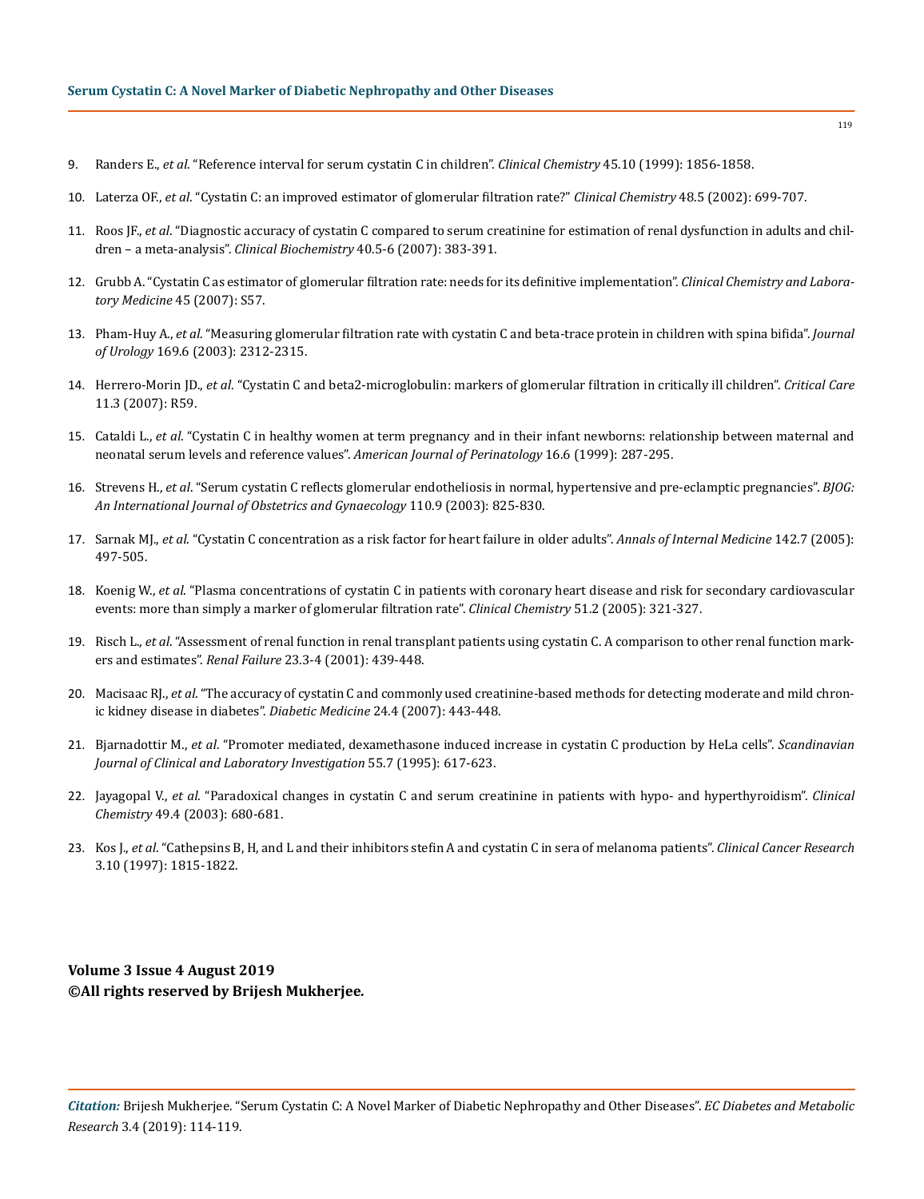9. Randers E., *et al*. "Reference interval for serum cystatin C in children". *Clinical Chemistry* 45.10 (1999): 1856-1858.

10. Laterza OF., *et al*. "Cystatin C: an improved estimator of glomerular filtration rate?" *Clinical Chemistry* 48.5 (2002): 699-707.

11. Roos JF., *et al*. "Diagnostic accuracy of cystatin C compared to serum creatinine for estimation of renal dysfunction in adults and children – a meta-analysis". *Clinical Biochemistry* 40.5-6 (2007): 383-391.

12. Grubb A. "Cystatin C as estimator of glomerular filtration rate: needs for its definitive implementation". *Clinical Chemistry and Laboratory Medicine* 45 (2007): S57.

13. Pham-Huy A., *et al*. "Measuring glomerular filtration rate with cystatin C and beta-trace protein in children with spina bifida". *Journal of Urology* 169.6 (2003): 2312-2315.

14. Herrero-Morin JD., *et al*. "Cystatin C and beta2-microglobulin: markers of glomerular filtration in critically ill children". *Critical Care* 11.3 (2007): R59.

15. Cataldi L., *et al*. "Cystatin C in healthy women at term pregnancy and in their infant newborns: relationship between maternal and neonatal serum levels and reference values". *American Journal of Perinatology* 16.6 (1999): 287-295.

16. Strevens H., *et al*. "Serum cystatin C reflects glomerular endotheliosis in normal, hypertensive and pre-eclamptic pregnancies". *BJOG: An International Journal of Obstetrics and Gynaecology* 110.9 (2003): 825-830.

17. Sarnak MJ., *et al*. "Cystatin C concentration as a risk factor for heart failure in older adults". *Annals of Internal Medicine* 142.7 (2005): 497-505.

18. Koenig W., *et al*. "Plasma concentrations of cystatin C in patients with coronary heart disease and risk for secondary cardiovascular events: more than simply a marker of glomerular filtration rate". *Clinical Chemistry* 51.2 (2005): 321-327.

19. Risch L., *et al*. "Assessment of renal function in renal transplant patients using cystatin C. A comparison to other renal function markers and estimates". *Renal Failure* 23.3-4 (2001): 439-448.

20. Macisaac RJ., *et al*. "The accuracy of cystatin C and commonly used creatinine-based methods for detecting moderate and mild chronic kidney disease in diabetes". *Diabetic Medicine* 24.4 (2007): 443-448.

21. Bjarnadottir M., *et al*. "Promoter mediated, dexamethasone induced increase in cystatin C production by HeLa cells". *Scandinavian Journal of Clinical and Laboratory Investigation* 55.7 (1995): 617-623.

22. Jayagopal V., *et al*. "Paradoxical changes in cystatin C and serum creatinine in patients with hypo- and hyperthyroidism". *Clinical Chemistry* 49.4 (2003): 680-681.

23. Kos J., *et al*. "Cathepsins B, H, and L and their inhibitors stefin A and cystatin C in sera of melanoma patients". *Clinical Cancer Research* 3.10 (1997): 1815-1822.

**Volume 3 Issue 4 August 2019**
**©All rights reserved by Brijesh Mukherjee.**